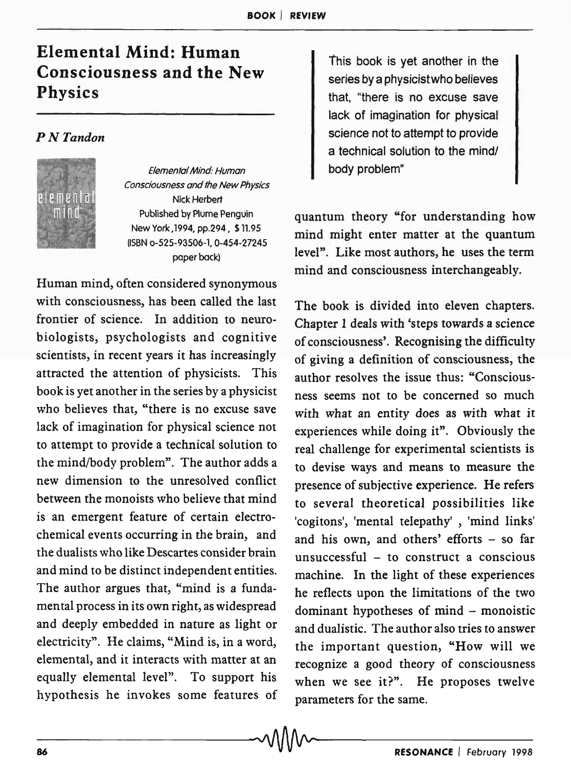# Elemental Mind: Human Consciousness and the New Physics

*P N Tandon*

*Elemental Mind: Human Consciousness and the New Physics*
Nick Herbert
Published by Plume Penguin
New York, 1994, pp.294, $11.95
(ISBN 0-525-93506-1, 0-454-27245 paper back)

Human mind, often considered synonymous with consciousness, has been called the last frontier of science. In addition to neurobiologists, psychologists and cognitive scientists, in recent years it has increasingly attracted the attention of physicists. This book is yet another in the series by a physicist who believes that, "there is no excuse save lack of imagination for physical science not to attempt to provide a technical solution to the mind/body problem". The author adds a new dimension to the unresolved conflict between the monoists who believe that mind is an emergent feature of certain electrochemical events occurring in the brain, and the dualists who like Descartes consider brain and mind to be distinct independent entities. The author argues that, "mind is a fundamental process in its own right, as widespread and deeply embedded in nature as light or electricity". He claims, "Mind is, in a word, elemental, and it interacts with matter at an equally elemental level". To support his hypothesis he invokes some features of quantum theory "for understanding how mind might enter matter at the quantum level". Like most authors, he uses the term mind and consciousness interchangeably.

> This book is yet another in the series by a physicist who believes that, "there is no excuse save lack of imagination for physical science not to attempt to provide a technical solution to the mind/body problem"

The book is divided into eleven chapters. Chapter 1 deals with 'steps towards a science of consciousness'. Recognising the difficulty of giving a definition of consciousness, the author resolves the issue thus: "Consciousness seems not to be concerned so much with what an entity does as with what it experiences while doing it". Obviously the real challenge for experimental scientists is to devise ways and means to measure the presence of subjective experience. He refers to several theoretical possibilities like 'cogitons', 'mental telepathy', 'mind links' and his own, and others' efforts – so far unsuccessful – to construct a conscious machine. In the light of these experiences he reflects upon the limitations of the two dominant hypotheses of mind – monoistic and dualistic. The author also tries to answer the important question, "How will we recognize a good theory of consciousness when we see it?". He proposes twelve parameters for the same.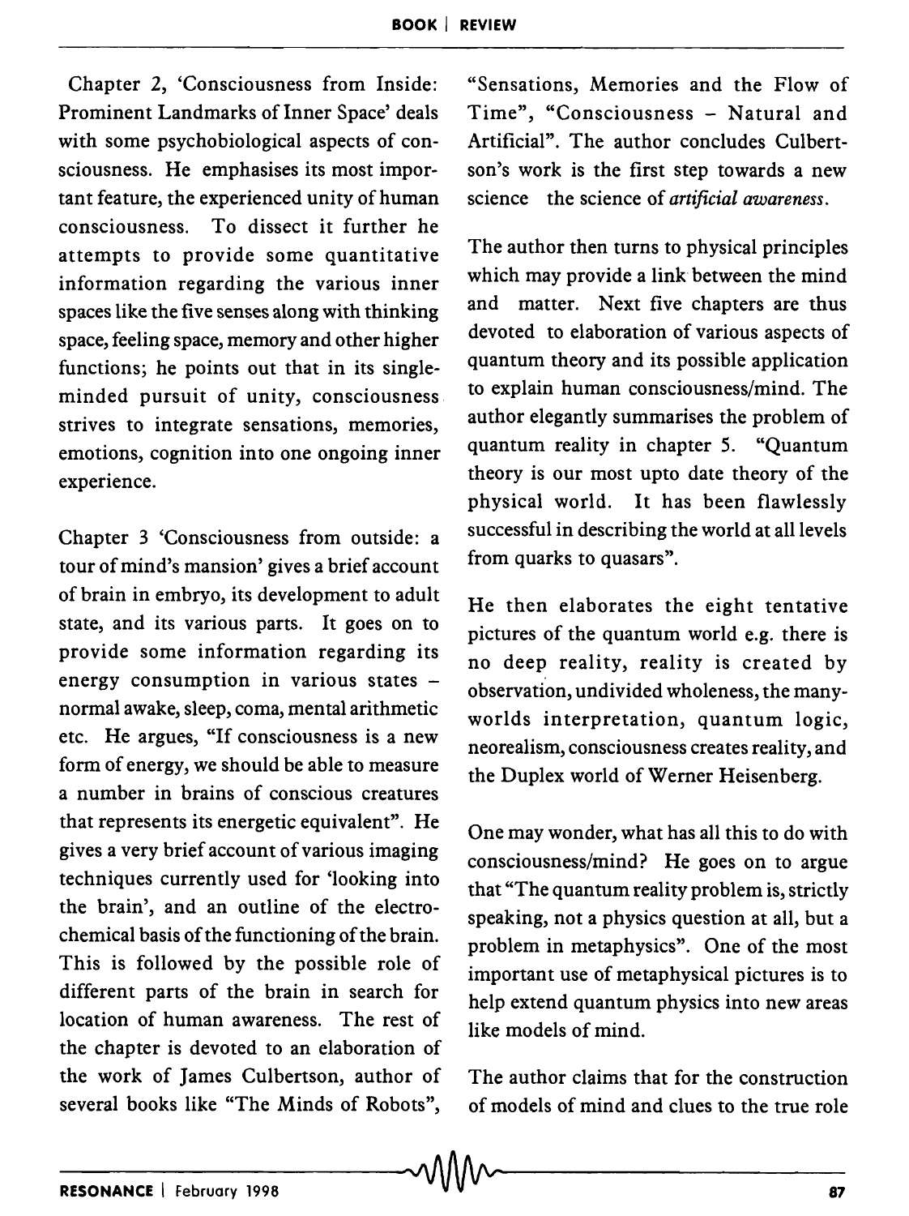Chapter 2, 'Consciousness from Inside: Prominent Landmarks of Inner Space' deals with some psychobiological aspects of consciousness. He emphasises its most important feature, the experienced unity of human consciousness. To dissect it further he attempts to provide some quantitative information regarding the various inner spaces like the five senses along with thinking space, feeling space, memory and other higher functions; he points out that in its single-minded pursuit of unity, consciousness strives to integrate sensations, memories, emotions, cognition into one ongoing inner experience.

Chapter 3 'Consciousness from outside: a tour of mind's mansion' gives a brief account of brain in embryo, its development to adult state, and its various parts. It goes on to provide some information regarding its energy consumption in various states – normal awake, sleep, coma, mental arithmetic etc. He argues, "If consciousness is a new form of energy, we should be able to measure a number in brains of conscious creatures that represents its energetic equivalent". He gives a very brief account of various imaging techniques currently used for 'looking into the brain', and an outline of the electro-chemical basis of the functioning of the brain. This is followed by the possible role of different parts of the brain in search for location of human awareness. The rest of the chapter is devoted to an elaboration of the work of James Culbertson, author of several books like "The Minds of Robots", "Sensations, Memories and the Flow of Time", "Consciousness – Natural and Artificial". The author concludes Culbertson's work is the first step towards a new science the science of *artificial awareness*.

The author then turns to physical principles which may provide a link between the mind and matter. Next five chapters are thus devoted to elaboration of various aspects of quantum theory and its possible application to explain human consciousness/mind. The author elegantly summarises the problem of quantum reality in chapter 5. "Quantum theory is our most upto date theory of the physical world. It has been flawlessly successful in describing the world at all levels from quarks to quasars".

He then elaborates the eight tentative pictures of the quantum world e.g. there is no deep reality, reality is created by observation, undivided wholeness, the many-worlds interpretation, quantum logic, neorealism, consciousness creates reality, and the Duplex world of Werner Heisenberg.

One may wonder, what has all this to do with consciousness/mind? He goes on to argue that "The quantum reality problem is, strictly speaking, not a physics question at all, but a problem in metaphysics". One of the most important use of metaphysical pictures is to help extend quantum physics into new areas like models of mind.

The author claims that for the construction of models of mind and clues to the true role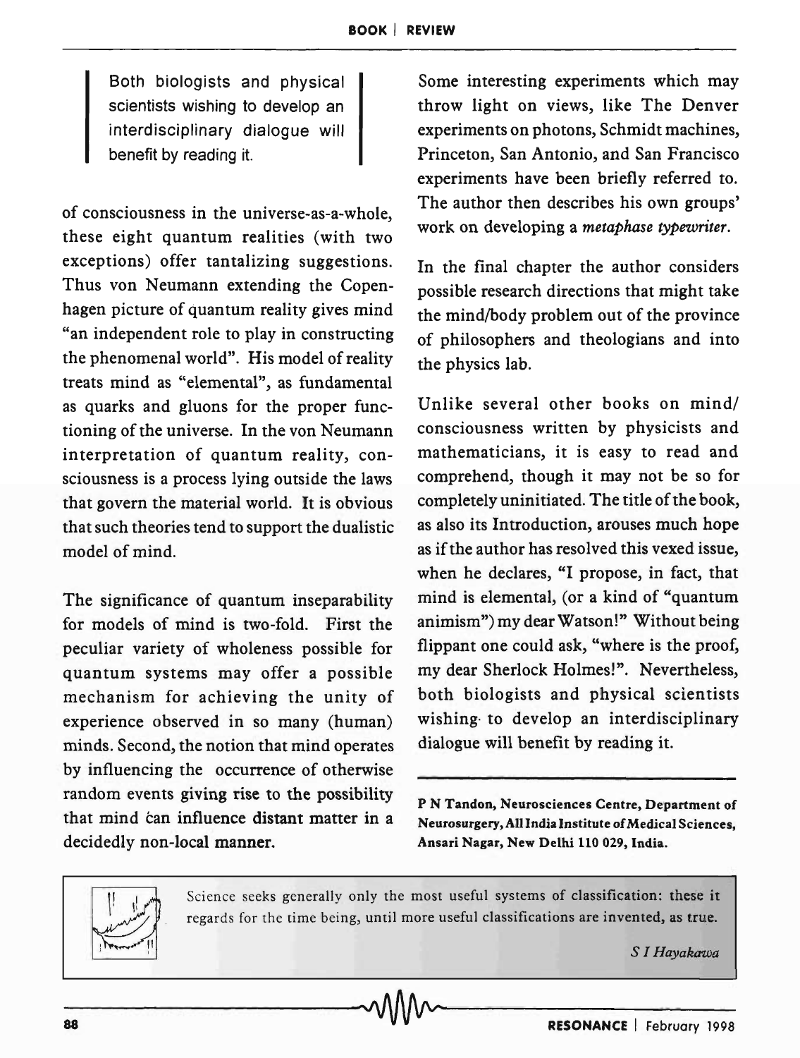> Both biologists and physical scientists wishing to develop an interdisciplinary dialogue will benefit by reading it.

of consciousness in the universe-as-a-whole, these eight quantum realities (with two exceptions) offer tantalizing suggestions. Thus von Neumann extending the Copenhagen picture of quantum reality gives mind "an independent role to play in constructing the phenomenal world". His model of reality treats mind as "elemental", as fundamental as quarks and gluons for the proper functioning of the universe. In the von Neumann interpretation of quantum reality, consciousness is a process lying outside the laws that govern the material world. It is obvious that such theories tend to support the dualistic model of mind.

The significance of quantum inseparability for models of mind is two-fold. First the peculiar variety of wholeness possible for quantum systems may offer a possible mechanism for achieving the unity of experience observed in so many (human) minds. Second, the notion that mind operates by influencing the occurrence of otherwise random events giving rise to the possibility that mind can influence distant matter in a decidedly non-local manner.

Some interesting experiments which may throw light on views, like The Denver experiments on photons, Schmidt machines, Princeton, San Antonio, and San Francisco experiments have been briefly referred to. The author then describes his own groups' work on developing a *metaphase typewriter*.

In the final chapter the author considers possible research directions that might take the mind/body problem out of the province of philosophers and theologians and into the physics lab.

Unlike several other books on mind/consciousness written by physicists and mathematicians, it is easy to read and comprehend, though it may not be so for completely uninitiated. The title of the book, as also its Introduction, arouses much hope as if the author has resolved this vexed issue, when he declares, "I propose, in fact, that mind is elemental, (or a kind of "quantum animism") my dear Watson!" Without being flippant one could ask, "where is the proof, my dear Sherlock Holmes!". Nevertheless, both biologists and physical scientists wishing to develop an interdisciplinary dialogue will benefit by reading it.

**P N Tandon, Neurosciences Centre, Department of Neurosurgery, All India Institute of Medical Sciences, Ansari Nagar, New Delhi 110 029, India.**

---

> Science seeks generally only the most useful systems of classification: these it regards for the time being, until more useful classifications are invented, as true.
>
> *S I Hayakawa*